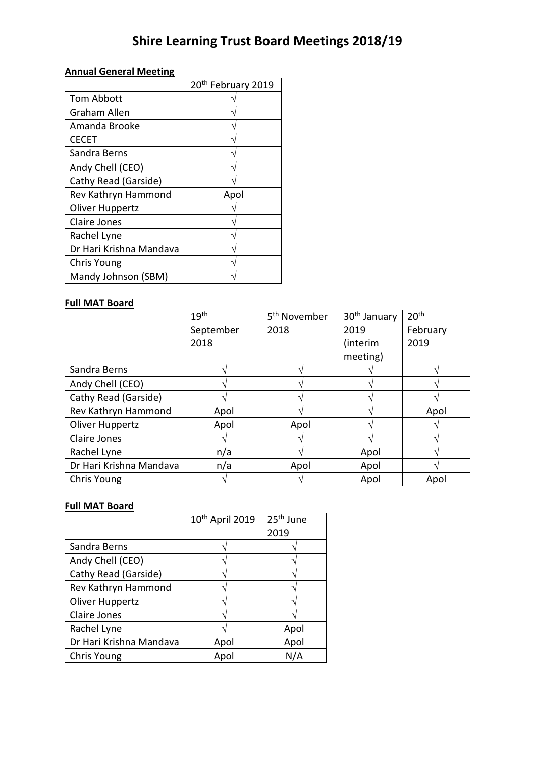# Shire Learning Trust Board Meetings 2018/19

**Annual General Meeting**

| | 20th February 2019 |
|---|---|
| Tom Abbott | √ |
| Graham Allen | √ |
| Amanda Brooke | √ |
| CECET | √ |
| Sandra Berns | √ |
| Andy Chell (CEO) | √ |
| Cathy Read (Garside) | √ |
| Rev Kathryn Hammond | Apol |
| Oliver Huppertz | √ |
| Claire Jones | √ |
| Rachel Lyne | √ |
| Dr Hari Krishna Mandava | √ |
| Chris Young | √ |
| Mandy Johnson (SBM) | √ |

**Full MAT Board**

| | 19th September 2018 | 5th November 2018 | 30th January 2019 (interim meeting) | 20th February 2019 |
|---|---|---|---|---|
| Sandra Berns | √ | √ | √ | √ |
| Andy Chell (CEO) | √ | √ | √ | √ |
| Cathy Read (Garside) | √ | √ | √ | √ |
| Rev Kathryn Hammond | Apol | √ | √ | Apol |
| Oliver Huppertz | Apol | Apol | √ | √ |
| Claire Jones | √ | √ | √ | √ |
| Rachel Lyne | n/a | √ | Apol | √ |
| Dr Hari Krishna Mandava | n/a | Apol | Apol | √ |
| Chris Young | √ | √ | Apol | Apol |

**Full MAT Board**

| | 10th April 2019 | 25th June 2019 |
|---|---|---|
| Sandra Berns | √ | √ |
| Andy Chell (CEO) | √ | √ |
| Cathy Read (Garside) | √ | √ |
| Rev Kathryn Hammond | √ | √ |
| Oliver Huppertz | √ | √ |
| Claire Jones | √ | √ |
| Rachel Lyne | √ | Apol |
| Dr Hari Krishna Mandava | Apol | Apol |
| Chris Young | Apol | N/A |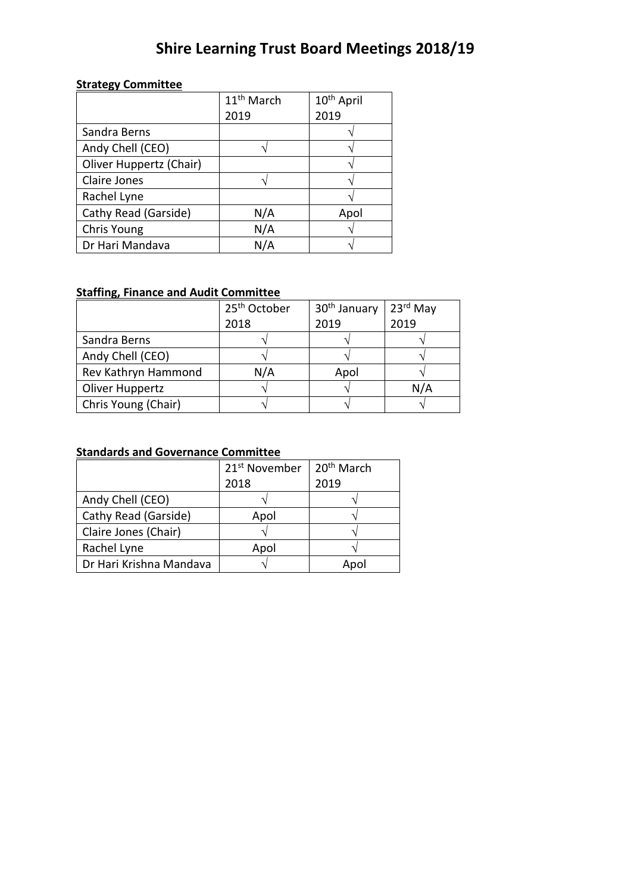# Shire Learning Trust Board Meetings 2018/19

**Strategy Committee**

| | 11th March 2019 | 10th April 2019 |
|---|---|---|
| Sandra Berns | | √ |
| Andy Chell (CEO) | √ | √ |
| Oliver Huppertz (Chair) | | √ |
| Claire Jones | √ | √ |
| Rachel Lyne | | √ |
| Cathy Read (Garside) | N/A | Apol |
| Chris Young | N/A | √ |
| Dr Hari Mandava | N/A | √ |

**Staffing, Finance and Audit Committee**

| | 25th October 2018 | 30th January 2019 | 23rd May 2019 |
|---|---|---|---|
| Sandra Berns | √ | √ | √ |
| Andy Chell (CEO) | √ | √ | √ |
| Rev Kathryn Hammond | N/A | Apol | √ |
| Oliver Huppertz | √ | √ | N/A |
| Chris Young (Chair) | √ | √ | √ |

**Standards and Governance Committee**

| | 21st November 2018 | 20th March 2019 |
|---|---|---|
| Andy Chell (CEO) | √ | √ |
| Cathy Read (Garside) | Apol | √ |
| Claire Jones (Chair) | √ | √ |
| Rachel Lyne | Apol | √ |
| Dr Hari Krishna Mandava | √ | Apol |